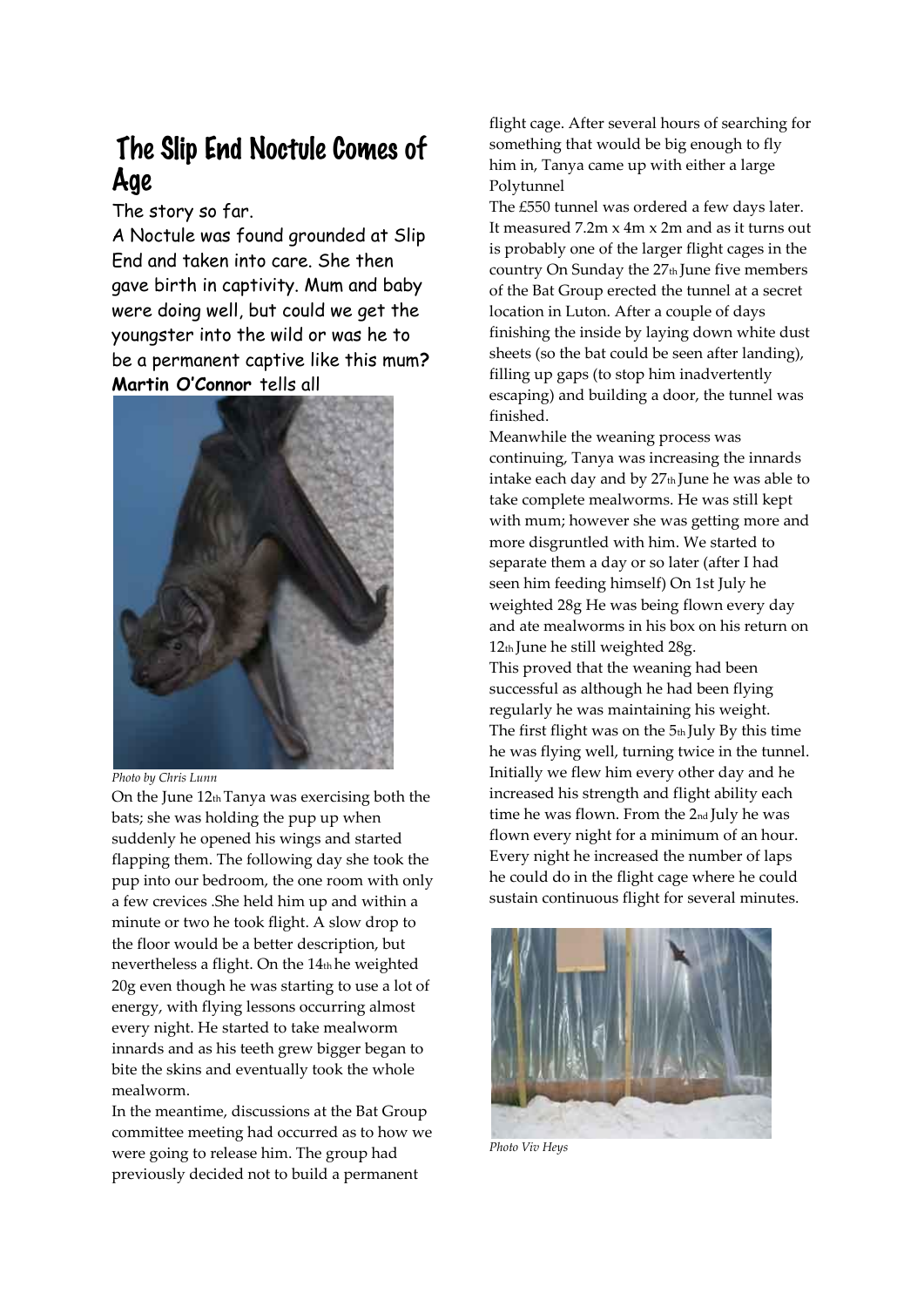# The Slip End Noctule Comes of Age

The story so far.

A Noctule was found grounded at Slip End and taken into care. She then gave birth in captivity. Mum and baby were doing well, but could we get the youngster into the wild or was he to be a permanent captive like this mum? **Martin O'Connor** tells all

*Photo by Chris Lunn*

On the June 12th Tanya was exercising both the bats; she was holding the pup up when suddenly he opened his wings and started flapping them. The following day she took the pup into our bedroom, the one room with only a few crevices .She held him up and within a minute or two he took flight. A slow drop to the floor would be a better description, but nevertheless a flight. On the 14th he weighted 20g even though he was starting to use a lot of energy, with flying lessons occurring almost every night. He started to take mealworm innards and as his teeth grew bigger began to bite the skins and eventually took the whole mealworm.

In the meantime, discussions at the Bat Group committee meeting had occurred as to how we were going to release him. The group had previously decided not to build a permanent flight cage. After several hours of searching for something that would be big enough to fly him in, Tanya came up with either a large Polytunnel

The £550 tunnel was ordered a few days later. It measured 7.2m x 4m x 2m and as it turns out is probably one of the larger flight cages in the country On Sunday the 27th June five members of the Bat Group erected the tunnel at a secret location in Luton. After a couple of days finishing the inside by laying down white dust sheets (so the bat could be seen after landing), filling up gaps (to stop him inadvertently escaping) and building a door, the tunnel was finished.

Meanwhile the weaning process was continuing, Tanya was increasing the innards intake each day and by 27th June he was able to take complete mealworms. He was still kept with mum; however she was getting more and more disgruntled with him. We started to separate them a day or so later (after I had seen him feeding himself) On 1st July he weighted 28g He was being flown every day and ate mealworms in his box on his return on 12th June he still weighted 28g.

This proved that the weaning had been successful as although he had been flying regularly he was maintaining his weight.

The first flight was on the 5th July By this time he was flying well, turning twice in the tunnel. Initially we flew him every other day and he increased his strength and flight ability each time he was flown. From the 2nd July he was flown every night for a minimum of an hour. Every night he increased the number of laps he could do in the flight cage where he could sustain continuous flight for several minutes.

*Photo Viv Heys*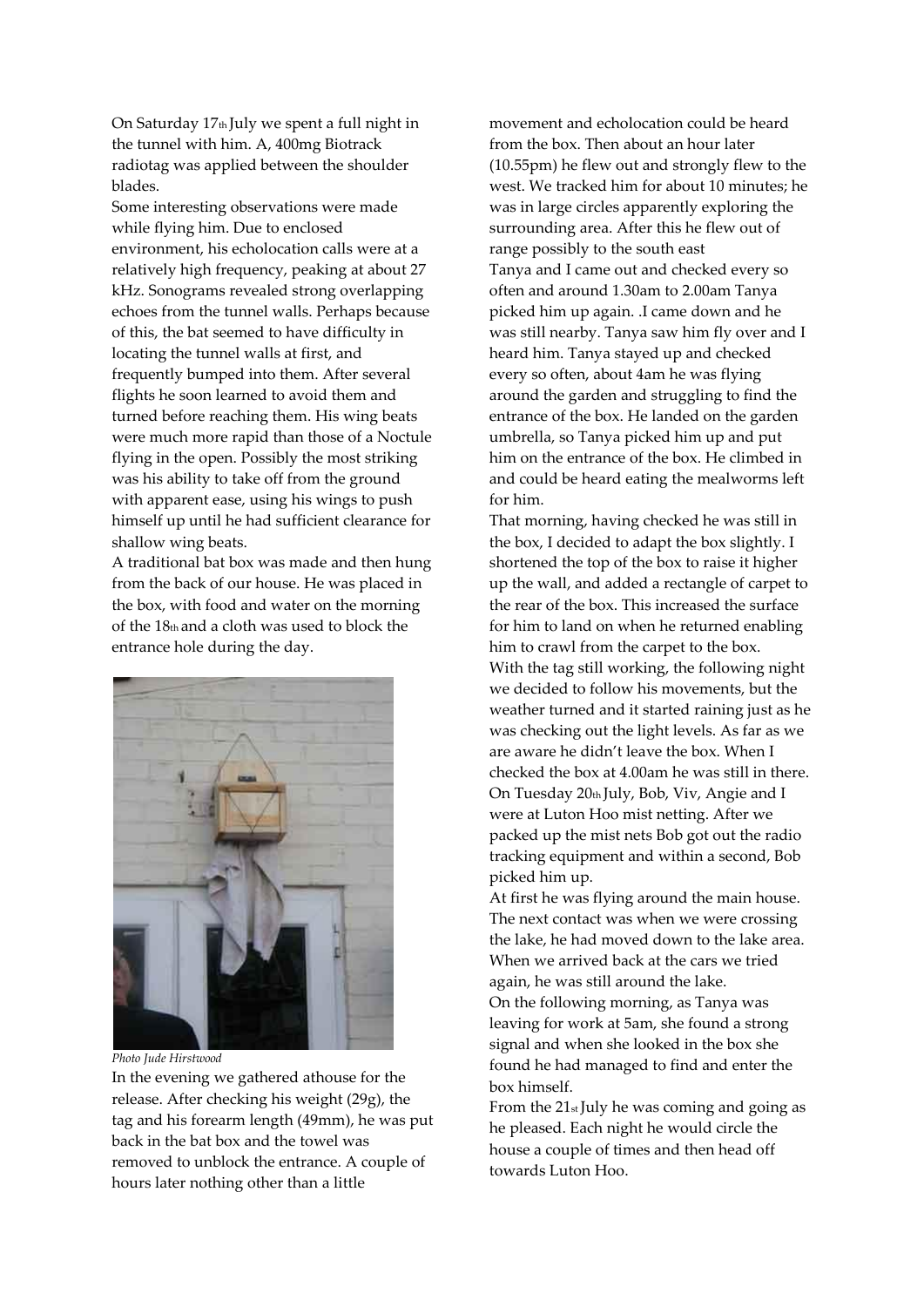On Saturday 17th July we spent a full night in the tunnel with him. A, 400mg Biotrack radiotag was applied between the shoulder blades.

Some interesting observations were made while flying him. Due to enclosed environment, his echolocation calls were at a relatively high frequency, peaking at about 27 kHz. Sonograms revealed strong overlapping echoes from the tunnel walls. Perhaps because of this, the bat seemed to have difficulty in locating the tunnel walls at first, and frequently bumped into them. After several flights he soon learned to avoid them and turned before reaching them. His wing beats were much more rapid than those of a Noctule flying in the open. Possibly the most striking was his ability to take off from the ground with apparent ease, using his wings to push himself up until he had sufficient clearance for shallow wing beats.

A traditional bat box was made and then hung from the back of our house. He was placed in the box, with food and water on the morning of the 18th and a cloth was used to block the entrance hole during the day.

*Photo Jude Hirstwood*

In the evening we gathered athouse for the release. After checking his weight (29g), the tag and his forearm length (49mm), he was put back in the bat box and the towel was removed to unblock the entrance. A couple of hours later nothing other than a little movement and echolocation could be heard from the box. Then about an hour later (10.55pm) he flew out and strongly flew to the west. We tracked him for about 10 minutes; he was in large circles apparently exploring the surrounding area. After this he flew out of range possibly to the south east

Tanya and I came out and checked every so often and around 1.30am to 2.00am Tanya picked him up again. .I came down and he was still nearby. Tanya saw him fly over and I heard him. Tanya stayed up and checked every so often, about 4am he was flying around the garden and struggling to find the entrance of the box. He landed on the garden umbrella, so Tanya picked him up and put him on the entrance of the box. He climbed in and could be heard eating the mealworms left for him.

That morning, having checked he was still in the box, I decided to adapt the box slightly. I shortened the top of the box to raise it higher up the wall, and added a rectangle of carpet to the rear of the box. This increased the surface for him to land on when he returned enabling him to crawl from the carpet to the box.

With the tag still working, the following night we decided to follow his movements, but the weather turned and it started raining just as he was checking out the light levels. As far as we are aware he didn't leave the box. When I checked the box at 4.00am he was still in there.

On Tuesday 20th July, Bob, Viv, Angie and I were at Luton Hoo mist netting. After we packed up the mist nets Bob got out the radio tracking equipment and within a second, Bob picked him up.

At first he was flying around the main house. The next contact was when we were crossing the lake, he had moved down to the lake area. When we arrived back at the cars we tried again, he was still around the lake.

On the following morning, as Tanya was leaving for work at 5am, she found a strong signal and when she looked in the box she found he had managed to find and enter the box himself.

From the 21st July he was coming and going as he pleased. Each night he would circle the house a couple of times and then head off towards Luton Hoo.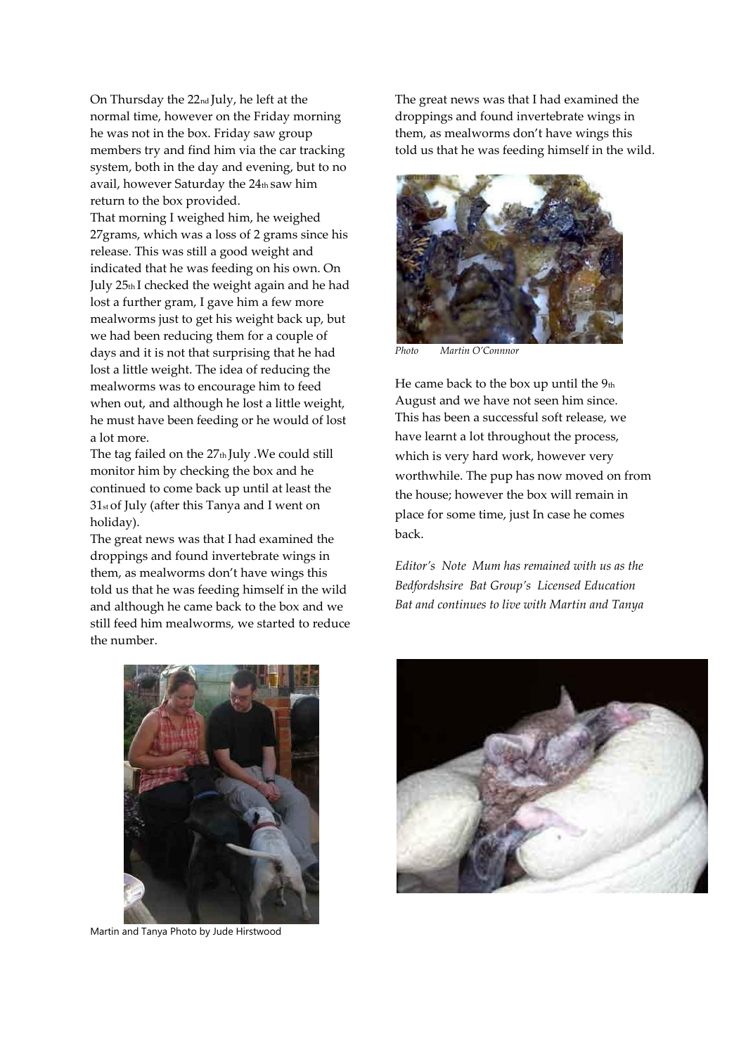On Thursday the 22nd July, he left at the normal time, however on the Friday morning he was not in the box. Friday saw group members try and find him via the car tracking system, both in the day and evening, but to no avail, however Saturday the 24th saw him return to the box provided.

That morning I weighed him, he weighed 27grams, which was a loss of 2 grams since his release. This was still a good weight and indicated that he was feeding on his own. On July 25th I checked the weight again and he had lost a further gram, I gave him a few more mealworms just to get his weight back up, but we had been reducing them for a couple of days and it is not that surprising that he had lost a little weight. The idea of reducing the mealworms was to encourage him to feed when out, and although he lost a little weight, he must have been feeding or he would of lost a lot more.

The tag failed on the 27th July .We could still monitor him by checking the box and he continued to come back up until at least the 31st of July (after this Tanya and I went on holiday).

The great news was that I had examined the droppings and found invertebrate wings in them, as mealworms don't have wings this told us that he was feeding himself in the wild and although he came back to the box and we still feed him mealworms, we started to reduce the number.

The great news was that I had examined the droppings and found invertebrate wings in them, as mealworms don't have wings this told us that he was feeding himself in the wild.

*Photo Martin O'Connnor*

He came back to the box up until the 9th August and we have not seen him since. This has been a successful soft release, we have learnt a lot throughout the process, which is very hard work, however very worthwhile. The pup has now moved on from the house; however the box will remain in place for some time, just In case he comes back.

*Editor's Note Mum has remained with us as the Bedfordshsire Bat Group's Licensed Education Bat and continues to live with Martin and Tanya*

Martin and Tanya Photo by Jude Hirstwood